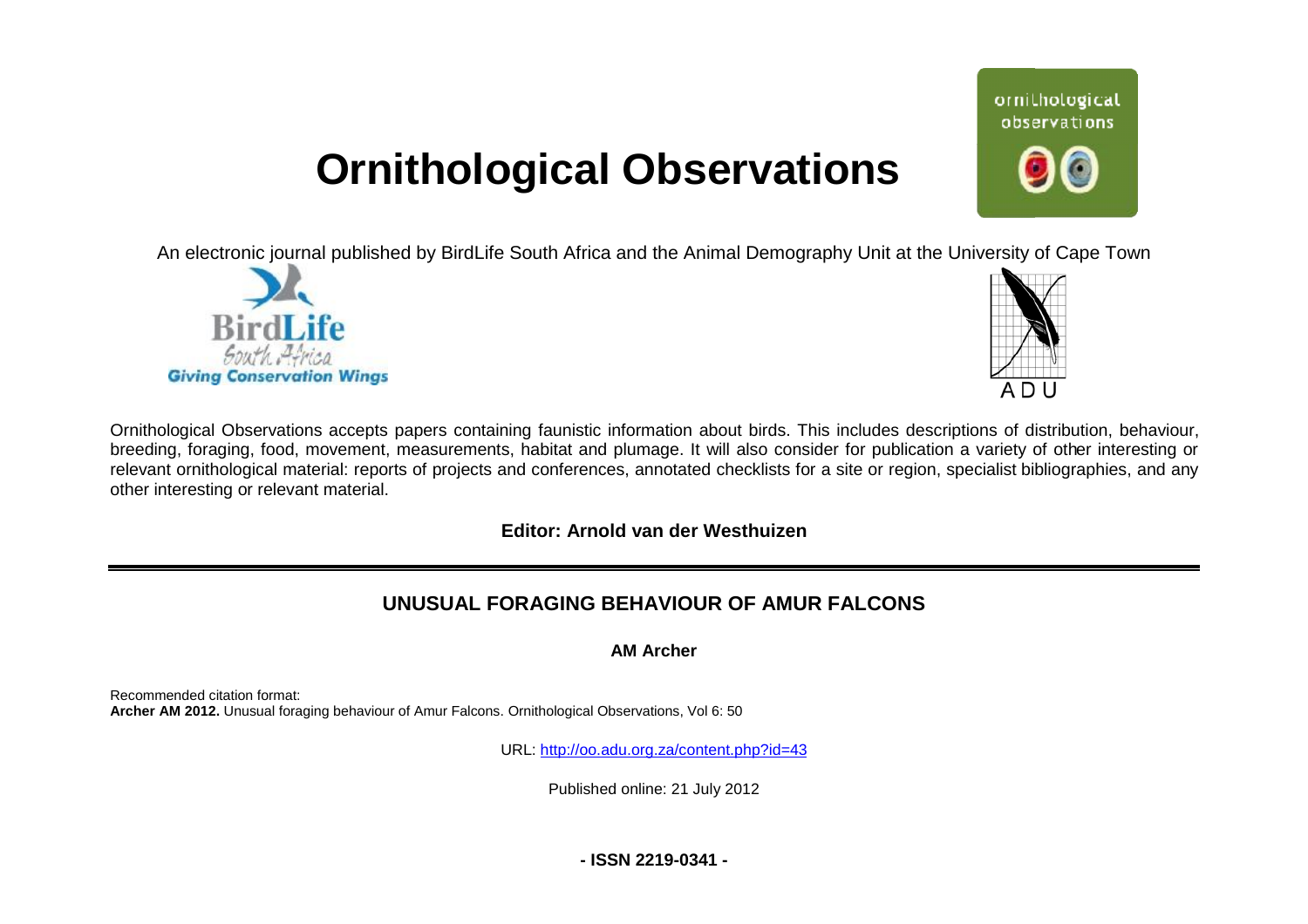# Ornithological Observations

An electronic journal published by BirdLife South Africa and the Animal Demography Unit at the University of Cape Town

Ornithological Observations accepts papers containing faunistic information about birds. This includes descriptions of distribution, behaviour, breeding, foraging, food, movement, measurements, habitat and plumage. It will also consider for publication a variety of other interesting or relevant ornithological material: reports of projects and conferences, annotated checklists for a site or region, specialist bibliographies, and any other interesting or relevant material.

**Editor: Arnold van der Westhuizen**

## UNUSUAL FORAGING BEHAVIOUR OF AMUR FALCONS

**AM Archer**

Recommended citation format:
**Archer AM 2012.** Unusual foraging behaviour of Amur Falcons. Ornithological Observations, Vol 6: 50

URL: http://oo.adu.org.za/content.php?id=43

Published online: 21 July 2012

**- ISSN 2219-0341 -**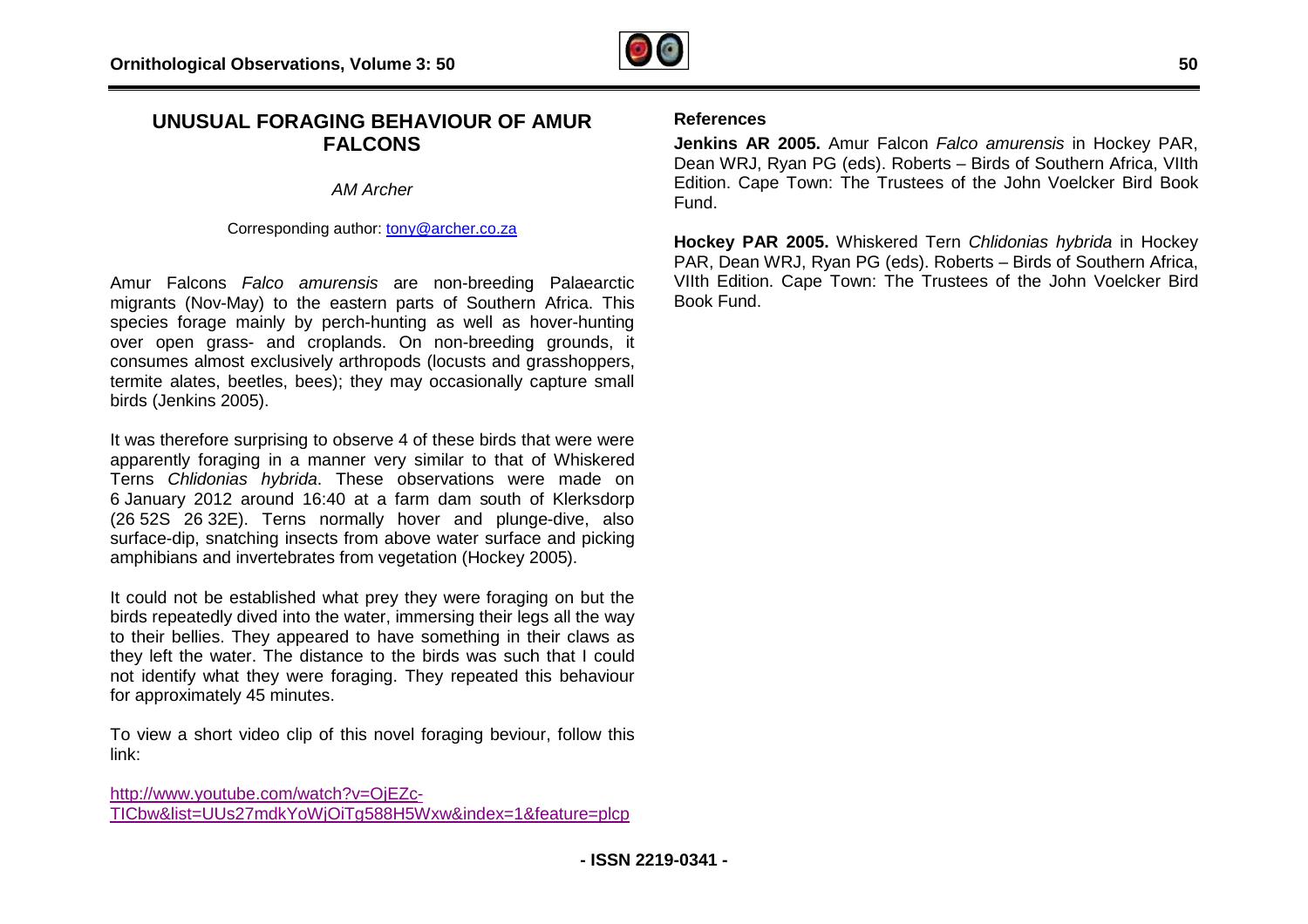# UNUSUAL FORAGING BEHAVIOUR OF AMUR FALCONS

*AM Archer*

Corresponding author: tony@archer.co.za

Amur Falcons *Falco amurensis* are non-breeding Palaearctic migrants (Nov-May) to the eastern parts of Southern Africa. This species forage mainly by perch-hunting as well as hover-hunting over open grass- and croplands. On non-breeding grounds, it consumes almost exclusively arthropods (locusts and grasshoppers, termite alates, beetles, bees); they may occasionally capture small birds (Jenkins 2005).

It was therefore surprising to observe 4 of these birds that were were apparently foraging in a manner very similar to that of Whiskered Terns *Chlidonias hybrida*. These observations were made on 6 January 2012 around 16:40 at a farm dam south of Klerksdorp (26 52S 26 32E). Terns normally hover and plunge-dive, also surface-dip, snatching insects from above water surface and picking amphibians and invertebrates from vegetation (Hockey 2005).

It could not be established what prey they were foraging on but the birds repeatedly dived into the water, immersing their legs all the way to their bellies. They appeared to have something in their claws as they left the water. The distance to the birds was such that I could not identify what they were foraging. They repeated this behaviour for approximately 45 minutes.

To view a short video clip of this novel foraging beviour, follow this link:

http://www.youtube.com/watch?v=OjEZc-TICbw&list=UUs27mdkYoWjOiTg588H5Wxw&index=1&feature=plcp

## References

**Jenkins AR 2005.** Amur Falcon *Falco amurensis* in Hockey PAR, Dean WRJ, Ryan PG (eds). Roberts – Birds of Southern Africa, VIIth Edition. Cape Town: The Trustees of the John Voelcker Bird Book Fund.

**Hockey PAR 2005.** Whiskered Tern *Chlidonias hybrida* in Hockey PAR, Dean WRJ, Ryan PG (eds). Roberts – Birds of Southern Africa, VIIth Edition. Cape Town: The Trustees of the John Voelcker Bird Book Fund.